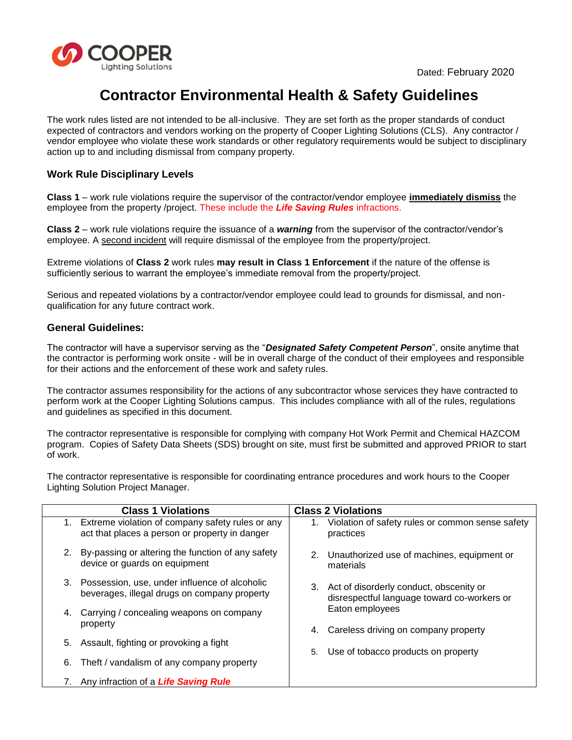COOPER Lighting Solutions

Dated: February 2020

# Contractor Environmental Health & Safety Guidelines

The work rules listed are not intended to be all-inclusive. They are set forth as the proper standards of conduct expected of contractors and vendors working on the property of Cooper Lighting Solutions (CLS). Any contractor / vendor employee who violate these work standards or other regulatory requirements would be subject to disciplinary action up to and including dismissal from company property.

### Work Rule Disciplinary Levels

**Class 1** – work rule violations require the supervisor of the contractor/vendor employee **immediately dismiss** the employee from the property /project. These include the ***Life Saving Rules*** infractions.

**Class 2** – work rule violations require the issuance of a ***warning*** from the supervisor of the contractor/vendor's employee. A second incident will require dismissal of the employee from the property/project.

Extreme violations of **Class 2** work rules **may result in Class 1 Enforcement** if the nature of the offense is sufficiently serious to warrant the employee's immediate removal from the property/project.

Serious and repeated violations by a contractor/vendor employee could lead to grounds for dismissal, and non-qualification for any future contract work.

### General Guidelines:

The contractor will have a supervisor serving as the "***Designated Safety Competent Person***", onsite anytime that the contractor is performing work onsite - will be in overall charge of the conduct of their employees and responsible for their actions and the enforcement of these work and safety rules.

The contractor assumes responsibility for the actions of any subcontractor whose services they have contracted to perform work at the Cooper Lighting Solutions campus. This includes compliance with all of the rules, regulations and guidelines as specified in this document.

The contractor representative is responsible for complying with company Hot Work Permit and Chemical HAZCOM program. Copies of Safety Data Sheets (SDS) brought on site, must first be submitted and approved PRIOR to start of work.

The contractor representative is responsible for coordinating entrance procedures and work hours to the Cooper Lighting Solution Project Manager.

| Class 1 Violations | Class 2 Violations |
|---|---|
| 1. Extreme violation of company safety rules or any act that places a person or property in danger | 1. Violation of safety rules or common sense safety practices |
| 2. By-passing or altering the function of any safety device or guards on equipment | 2. Unauthorized use of machines, equipment or materials |
| 3. Possession, use, under influence of alcoholic beverages, illegal drugs on company property | 3. Act of disorderly conduct, obscenity or disrespectful language toward co-workers or Eaton employees |
| 4. Carrying / concealing weapons on company property | 4. Careless driving on company property |
| 5. Assault, fighting or provoking a fight | 5. Use of tobacco products on property |
| 6. Theft / vandalism of any company property | |
| 7. Any infraction of a ***Life Saving Rule*** | |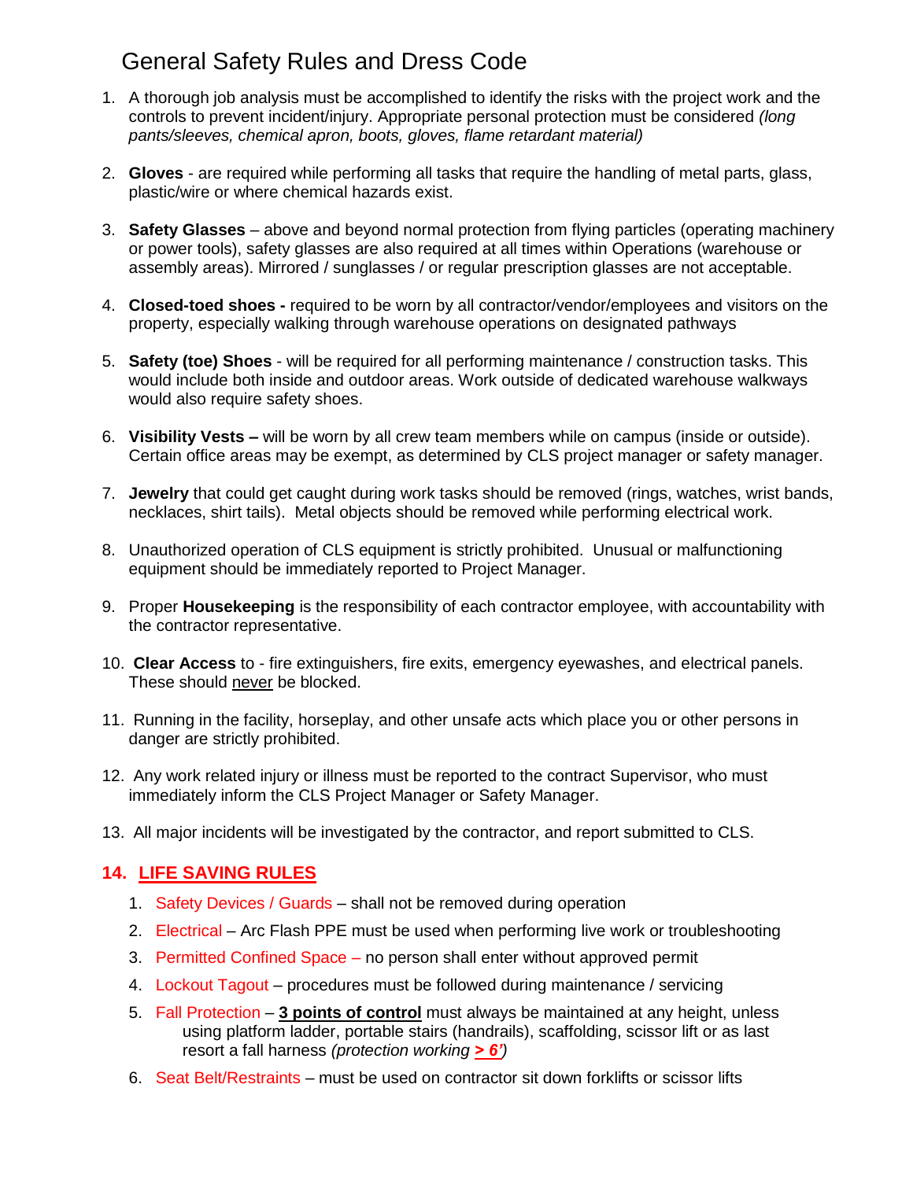# General Safety Rules and Dress Code

1. A thorough job analysis must be accomplished to identify the risks with the project work and the controls to prevent incident/injury. Appropriate personal protection must be considered *(long pants/sleeves, chemical apron, boots, gloves, flame retardant material)*

2. **Gloves** - are required while performing all tasks that require the handling of metal parts, glass, plastic/wire or where chemical hazards exist.

3. **Safety Glasses** – above and beyond normal protection from flying particles (operating machinery or power tools), safety glasses are also required at all times within Operations (warehouse or assembly areas). Mirrored / sunglasses / or regular prescription glasses are not acceptable.

4. **Closed-toed shoes -** required to be worn by all contractor/vendor/employees and visitors on the property, especially walking through warehouse operations on designated pathways

5. **Safety (toe) Shoes** - will be required for all performing maintenance / construction tasks. This would include both inside and outdoor areas. Work outside of dedicated warehouse walkways would also require safety shoes.

6. **Visibility Vests –** will be worn by all crew team members while on campus (inside or outside). Certain office areas may be exempt, as determined by CLS project manager or safety manager.

7. **Jewelry** that could get caught during work tasks should be removed (rings, watches, wrist bands, necklaces, shirt tails). Metal objects should be removed while performing electrical work.

8. Unauthorized operation of CLS equipment is strictly prohibited. Unusual or malfunctioning equipment should be immediately reported to Project Manager.

9. Proper **Housekeeping** is the responsibility of each contractor employee, with accountability with the contractor representative.

10. **Clear Access** to - fire extinguishers, fire exits, emergency eyewashes, and electrical panels. These should <u>never</u> be blocked.

11. Running in the facility, horseplay, and other unsafe acts which place you or other persons in danger are strictly prohibited.

12. Any work related injury or illness must be reported to the contract Supervisor, who must immediately inform the CLS Project Manager or Safety Manager.

13. All major incidents will be investigated by the contractor, and report submitted to CLS.

## 14. LIFE SAVING RULES

1. Safety Devices / Guards – shall not be removed during operation
2. Electrical – Arc Flash PPE must be used when performing live work or troubleshooting
3. Permitted Confined Space – no person shall enter without approved permit
4. Lockout Tagout – procedures must be followed during maintenance / servicing
5. Fall Protection – **3 points of control** must always be maintained at any height, unless using platform ladder, portable stairs (handrails), scaffolding, scissor lift or as last resort a fall harness *(protection working **> 6'**)*
6. Seat Belt/Restraints – must be used on contractor sit down forklifts or scissor lifts